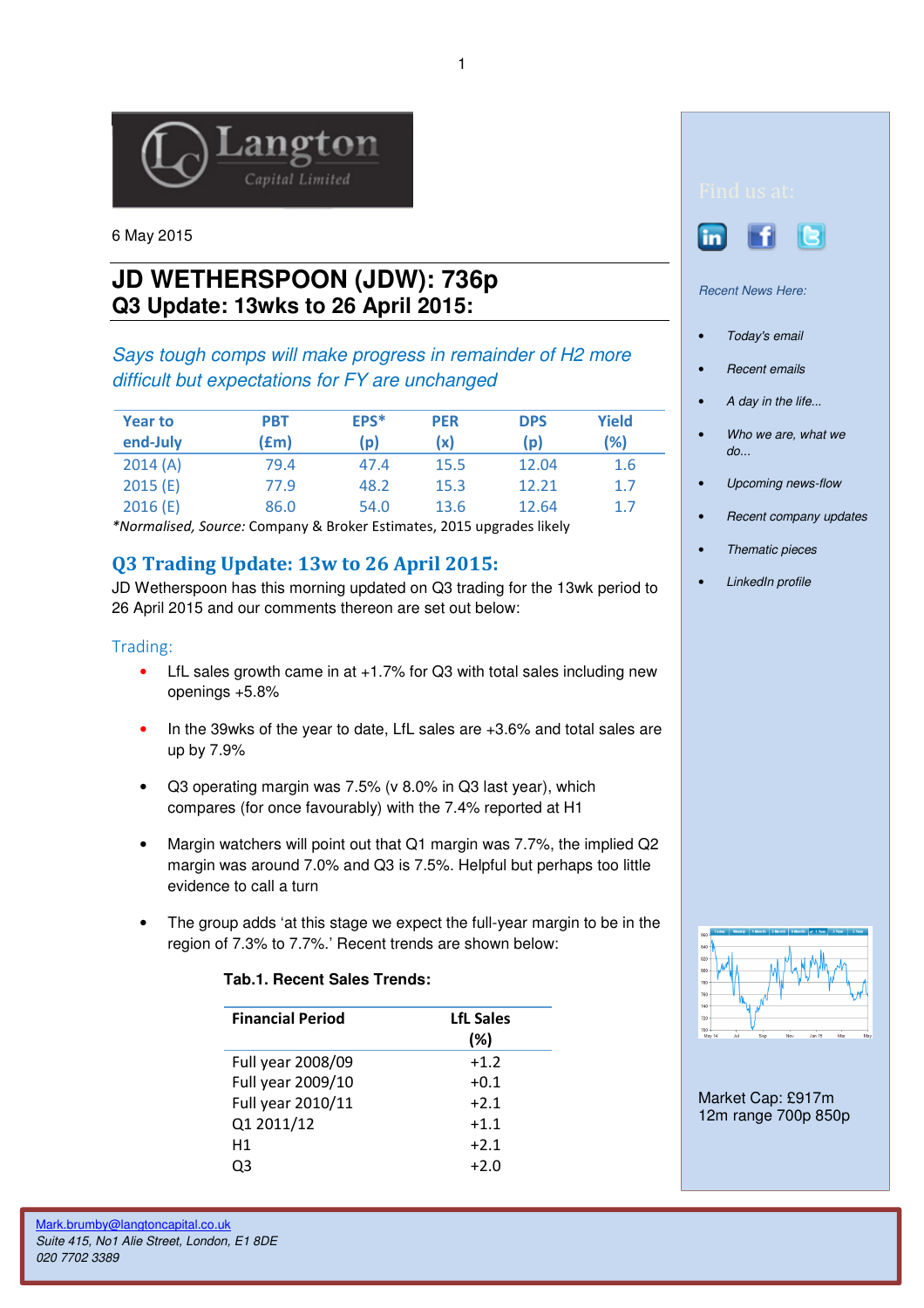6 May 2015

# JD WETHERSPOON (JDW): 736p
## Q3 Update: 13wks to 26 April 2015:

*Says tough comps will make progress in remainder of H2 more difficult but expectations for FY are unchanged*

| Year to end-July | PBT (£m) | EPS* (p) | PER (x) | DPS (p) | Yield (%) |
|---|---|---|---|---|---|
| 2014 (A) | 79.4 | 47.4 | 15.5 | 12.04 | 1.6 |
| 2015 (E) | 77.9 | 48.2 | 15.3 | 12.21 | 1.7 |
| 2016 (E) | 86.0 | 54.0 | 13.6 | 12.64 | 1.7 |

*\*Normalised, Source:* Company & Broker Estimates, 2015 upgrades likely

## Q3 Trading Update: 13w to 26 April 2015:

JD Wetherspoon has this morning updated on Q3 trading for the 13wk period to 26 April 2015 and our comments thereon are set out below:

### Trading:

- LfL sales growth came in at +1.7% for Q3 with total sales including new openings +5.8%
- In the 39wks of the year to date, LfL sales are +3.6% and total sales are up by 7.9%
- Q3 operating margin was 7.5% (v 8.0% in Q3 last year), which compares (for once favourably) with the 7.4% reported at H1
- Margin watchers will point out that Q1 margin was 7.7%, the implied Q2 margin was around 7.0% and Q3 is 7.5%. Helpful but perhaps too little evidence to call a turn
- The group adds 'at this stage we expect the full-year margin to be in the region of 7.3% to 7.7%.' Recent trends are shown below:

**Tab.1. Recent Sales Trends:**

| Financial Period | LfL Sales (%) |
|---|---|
| Full year 2008/09 | +1.2 |
| Full year 2009/10 | +0.1 |
| Full year 2010/11 | +2.1 |
| Q1 2011/12 | +1.1 |
| H1 | +2.1 |
| Q3 | +2.0 |

Find us at:

*Recent News Here:*

- *Today's email*
- *Recent emails*
- *A day in the life...*
- *Who we are, what we do...*
- *Upcoming news-flow*
- *Recent company updates*
- *Thematic pieces*
- *LinkedIn profile*

Market Cap: £917m
12m range 700p 850p

Mark.brumby@langtoncapital.co.uk
*Suite 415, No1 Alie Street, London, E1 8DE*
*020 7702 3389*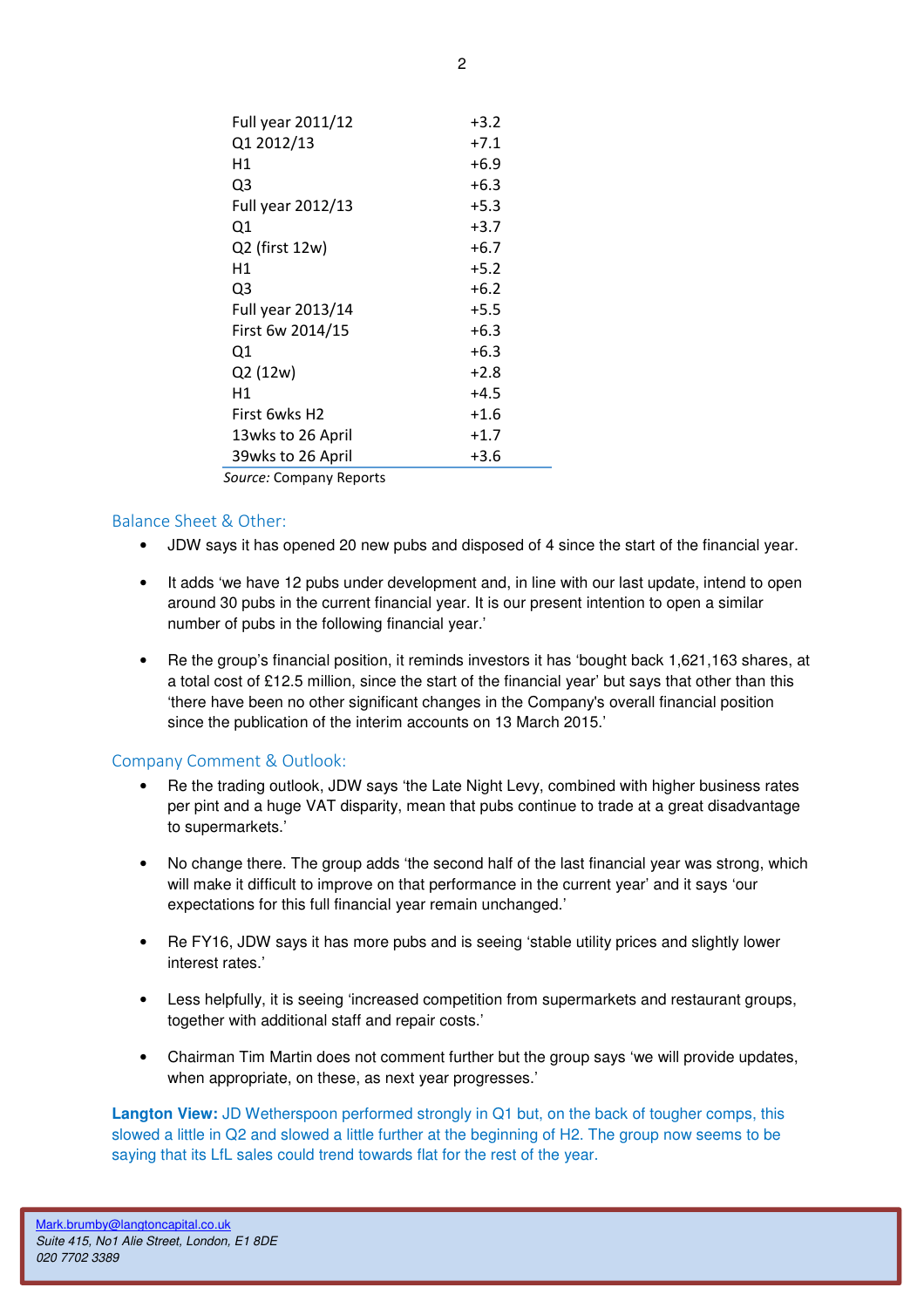| | |
|---|---|
| Full year 2011/12 | +3.2 |
| Q1 2012/13 | +7.1 |
| H1 | +6.9 |
| Q3 | +6.3 |
| Full year 2012/13 | +5.3 |
| Q1 | +3.7 |
| Q2 (first 12w) | +6.7 |
| H1 | +5.2 |
| Q3 | +6.2 |
| Full year 2013/14 | +5.5 |
| First 6w 2014/15 | +6.3 |
| Q1 | +6.3 |
| Q2 (12w) | +2.8 |
| H1 | +4.5 |
| First 6wks H2 | +1.6 |
| 13wks to 26 April | +1.7 |
| 39wks to 26 April | +3.6 |

*Source:* Company Reports

## Balance Sheet & Other:

- JDW says it has opened 20 new pubs and disposed of 4 since the start of the financial year.
- It adds 'we have 12 pubs under development and, in line with our last update, intend to open around 30 pubs in the current financial year. It is our present intention to open a similar number of pubs in the following financial year.'
- Re the group's financial position, it reminds investors it has 'bought back 1,621,163 shares, at a total cost of £12.5 million, since the start of the financial year' but says that other than this 'there have been no other significant changes in the Company's overall financial position since the publication of the interim accounts on 13 March 2015.'

## Company Comment & Outlook:

- Re the trading outlook, JDW says 'the Late Night Levy, combined with higher business rates per pint and a huge VAT disparity, mean that pubs continue to trade at a great disadvantage to supermarkets.'
- No change there. The group adds 'the second half of the last financial year was strong, which will make it difficult to improve on that performance in the current year' and it says 'our expectations for this full financial year remain unchanged.'
- Re FY16, JDW says it has more pubs and is seeing 'stable utility prices and slightly lower interest rates.'
- Less helpfully, it is seeing 'increased competition from supermarkets and restaurant groups, together with additional staff and repair costs.'
- Chairman Tim Martin does not comment further but the group says 'we will provide updates, when appropriate, on these, as next year progresses.'

**Langton View:** JD Wetherspoon performed strongly in Q1 but, on the back of tougher comps, this slowed a little in Q2 and slowed a little further at the beginning of H2. The group now seems to be saying that its LfL sales could trend towards flat for the rest of the year.

Mark.brumby@langtoncapital.co.uk
*Suite 415, No1 Alie Street, London, E1 8DE*
*020 7702 3389*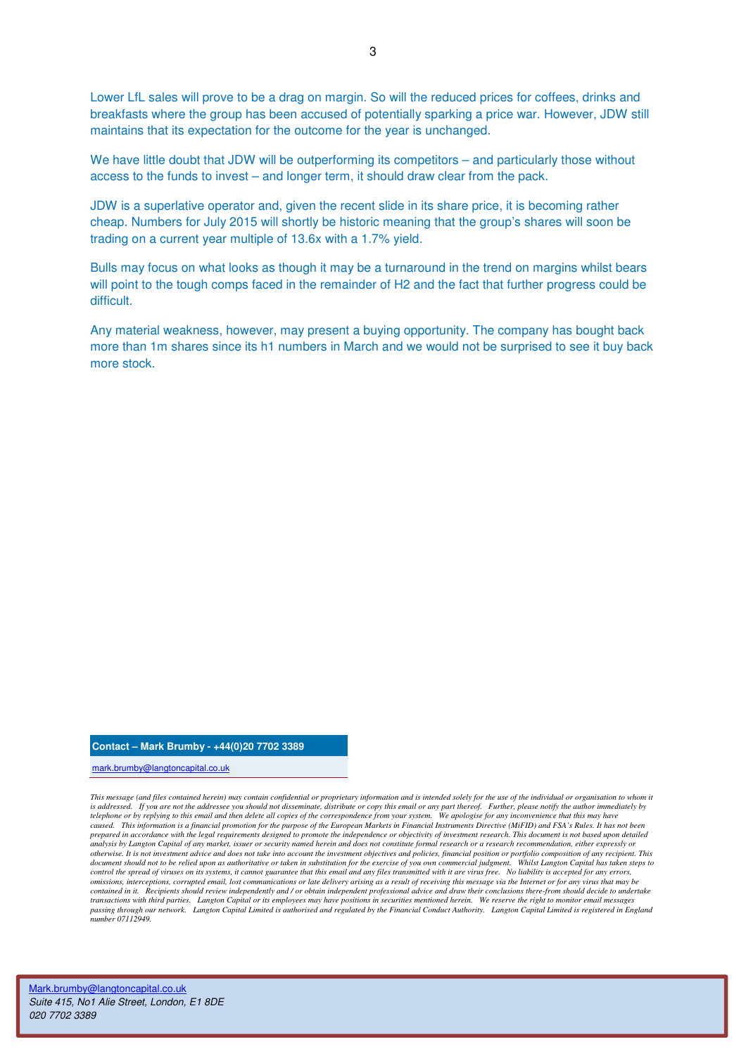Lower LfL sales will prove to be a drag on margin. So will the reduced prices for coffees, drinks and breakfasts where the group has been accused of potentially sparking a price war. However, JDW still maintains that its expectation for the outcome for the year is unchanged.

We have little doubt that JDW will be outperforming its competitors – and particularly those without access to the funds to invest – and longer term, it should draw clear from the pack.

JDW is a superlative operator and, given the recent slide in its share price, it is becoming rather cheap. Numbers for July 2015 will shortly be historic meaning that the group's shares will soon be trading on a current year multiple of 13.6x with a 1.7% yield.

Bulls may focus on what looks as though it may be a turnaround in the trend on margins whilst bears will point to the tough comps faced in the remainder of H2 and the fact that further progress could be difficult.

Any material weakness, however, may present a buying opportunity. The company has bought back more than 1m shares since its h1 numbers in March and we would not be surprised to see it buy back more stock.

**Contact – Mark Brumby - +44(0)20 7702 3389**

mark.brumby@langtoncapital.co.uk

*This message (and files contained herein) may contain confidential or proprietary information and is intended solely for the use of the individual or organisation to whom it is addressed. If you are not the addressee you should not disseminate, distribute or copy this email or any part thereof. Further, please notify the author immediately by telephone or by replying to this email and then delete all copies of the correspondence from your system. We apologise for any inconvenience that this may have caused. This information is a financial promotion for the purpose of the European Markets in Financial Instruments Directive (MiFID) and FSA's Rules. It has not been prepared in accordance with the legal requirements designed to promote the independence or objectivity of investment research. This document is not based upon detailed analysis by Langton Capital of any market, issuer or security named herein and does not constitute formal research or a research recommendation, either expressly or otherwise. It is not investment advice and does not take into account the investment objectives and policies, financial position or portfolio composition of any recipient. This document should not to be relied upon as authoritative or taken in substitution for the exercise of you own commercial judgment. Whilst Langton Capital has taken steps to control the spread of viruses on its systems, it cannot guarantee that this email and any files transmitted with it are virus free. No liability is accepted for any errors, omissions, interceptions, corrupted email, lost communications or late delivery arising as a result of receiving this message via the Internet or for any virus that may be contained in it. Recipients should review independently and / or obtain independent professional advice and draw their conclusions there-from should decide to undertake transactions with third parties. Langton Capital or its employees may have positions in securities mentioned herein. We reserve the right to monitor email messages passing through our network. Langton Capital Limited is authorised and regulated by the Financial Conduct Authority. Langton Capital Limited is registered in England number 07112949.*

Mark.brumby@langtoncapital.co.uk
*Suite 415, No1 Alie Street, London, E1 8DE*
*020 7702 3389*